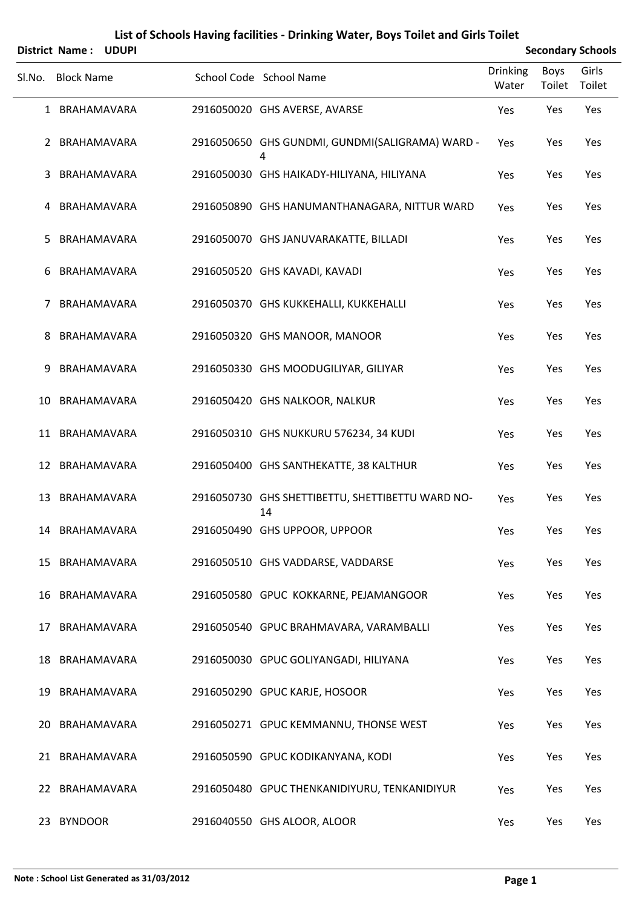# List of Schools Having facilities - Drinking Water, Boys Toilet and Girls Toilet

**District Name : UDUPI** | **Secondary Schools**

| Sl.No. | Block Name | School Code | School Name | Drinking Water | Boys Toilet | Girls Toilet |
|---|---|---|---|---|---|---|
| 1 | BRAHAMAVARA | 2916050020 | GHS AVERSE, AVARSE | Yes | Yes | Yes |
| 2 | BRAHAMAVARA | 2916050650 | GHS GUNDMI, GUNDMI(SALIGRAMA) WARD - 4 | Yes | Yes | Yes |
| 3 | BRAHAMAVARA | 2916050030 | GHS HAIKADY-HILIYANA, HILIYANA | Yes | Yes | Yes |
| 4 | BRAHAMAVARA | 2916050890 | GHS HANUMANTHANAGARA, NITTUR WARD | Yes | Yes | Yes |
| 5 | BRAHAMAVARA | 2916050070 | GHS JANUVARAKATTE, BILLADI | Yes | Yes | Yes |
| 6 | BRAHAMAVARA | 2916050520 | GHS KAVADI, KAVADI | Yes | Yes | Yes |
| 7 | BRAHAMAVARA | 2916050370 | GHS KUKKEHALLI, KUKKEHALLI | Yes | Yes | Yes |
| 8 | BRAHAMAVARA | 2916050320 | GHS MANOOR, MANOOR | Yes | Yes | Yes |
| 9 | BRAHAMAVARA | 2916050330 | GHS MOODUGILIYAR, GILIYAR | Yes | Yes | Yes |
| 10 | BRAHAMAVARA | 2916050420 | GHS NALKOOR, NALKUR | Yes | Yes | Yes |
| 11 | BRAHAMAVARA | 2916050310 | GHS NUKKURU 576234, 34 KUDI | Yes | Yes | Yes |
| 12 | BRAHAMAVARA | 2916050400 | GHS SANTHEKATTE, 38 KALTHUR | Yes | Yes | Yes |
| 13 | BRAHAMAVARA | 2916050730 | GHS SHETTIBETTU, SHETTIBETTU WARD NO-14 | Yes | Yes | Yes |
| 14 | BRAHAMAVARA | 2916050490 | GHS UPPOOR, UPPOOR | Yes | Yes | Yes |
| 15 | BRAHAMAVARA | 2916050510 | GHS VADDARSE, VADDARSE | Yes | Yes | Yes |
| 16 | BRAHAMAVARA | 2916050580 | GPUC KOKKARNE, PEJAMANGOOR | Yes | Yes | Yes |
| 17 | BRAHAMAVARA | 2916050540 | GPUC BRAHMAVARA, VARAMBALLI | Yes | Yes | Yes |
| 18 | BRAHAMAVARA | 2916050030 | GPUC GOLIYANGADI, HILIYANA | Yes | Yes | Yes |
| 19 | BRAHAMAVARA | 2916050290 | GPUC KARJE, HOSOOR | Yes | Yes | Yes |
| 20 | BRAHAMAVARA | 2916050271 | GPUC KEMMANNU, THONSE WEST | Yes | Yes | Yes |
| 21 | BRAHAMAVARA | 2916050590 | GPUC KODIKANYANA, KODI | Yes | Yes | Yes |
| 22 | BRAHAMAVARA | 2916050480 | GPUC THENKANIDIYURU, TENKANIDIYUR | Yes | Yes | Yes |
| 23 | BYNDOOR | 2916040550 | GHS ALOOR, ALOOR | Yes | Yes | Yes |

**Note : School List Generated as 31/03/2012**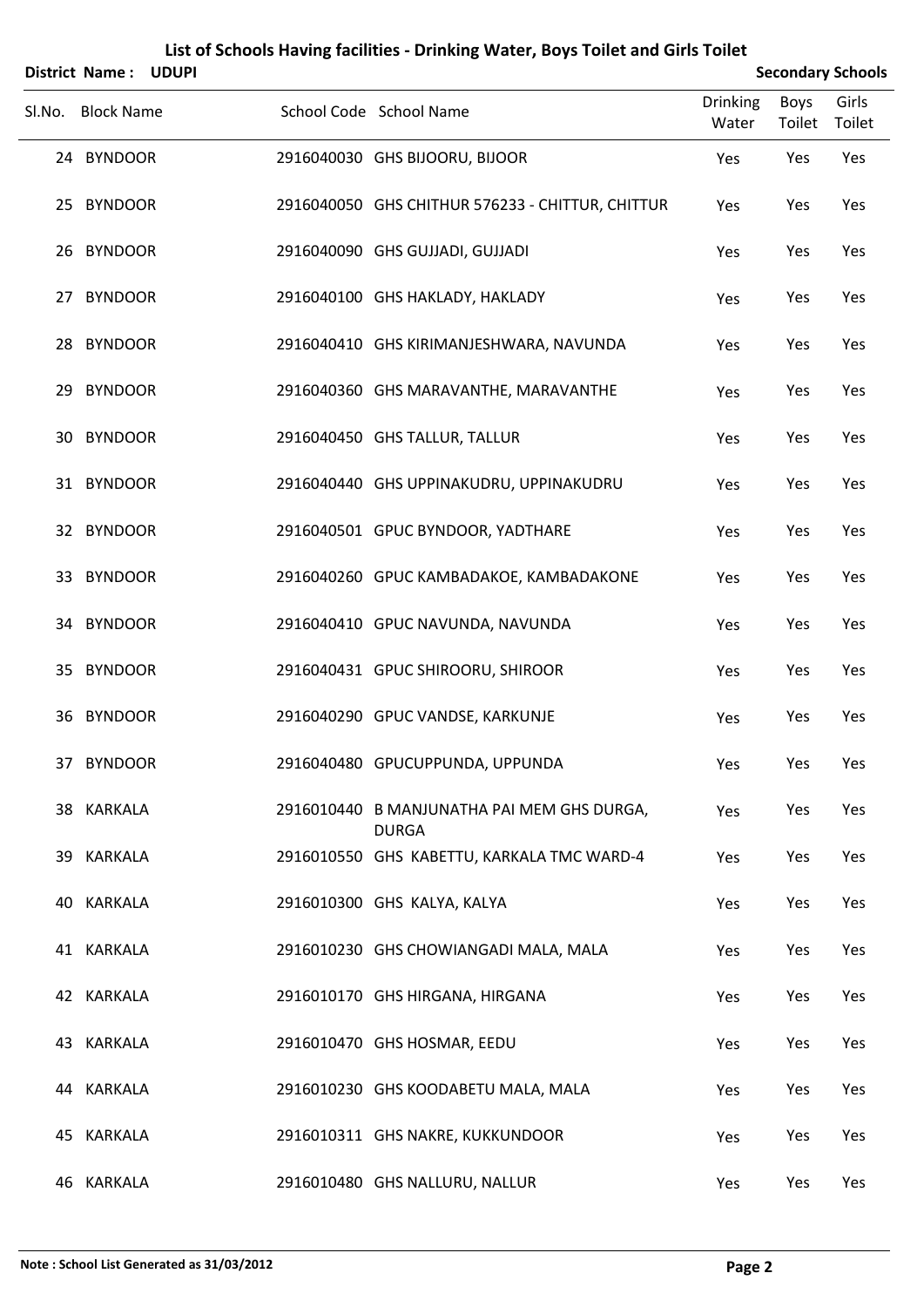# List of Schools Having facilities - Drinking Water, Boys Toilet and Girls Toilet

**District Name : UDUPI** | **Secondary Schools**

| Sl.No. | Block Name | School Code | School Name | Drinking Water | Boys Toilet | Girls Toilet |
|---|---|---|---|---|---|---|
| 24 | BYNDOOR | 2916040030 | GHS BIJOORU, BIJOOR | Yes | Yes | Yes |
| 25 | BYNDOOR | 2916040050 | GHS CHITHUR 576233 - CHITTUR, CHITTUR | Yes | Yes | Yes |
| 26 | BYNDOOR | 2916040090 | GHS GUJJADI, GUJJADI | Yes | Yes | Yes |
| 27 | BYNDOOR | 2916040100 | GHS HAKLADY, HAKLADY | Yes | Yes | Yes |
| 28 | BYNDOOR | 2916040410 | GHS KIRIMANJESHWARA, NAVUNDA | Yes | Yes | Yes |
| 29 | BYNDOOR | 2916040360 | GHS MARAVANTHE, MARAVANTHE | Yes | Yes | Yes |
| 30 | BYNDOOR | 2916040450 | GHS TALLUR, TALLUR | Yes | Yes | Yes |
| 31 | BYNDOOR | 2916040440 | GHS UPPINAKUDRU, UPPINAKUDRU | Yes | Yes | Yes |
| 32 | BYNDOOR | 2916040501 | GPUC BYNDOOR, YADTHARE | Yes | Yes | Yes |
| 33 | BYNDOOR | 2916040260 | GPUC KAMBADAKOE, KAMBADAKONE | Yes | Yes | Yes |
| 34 | BYNDOOR | 2916040410 | GPUC NAVUNDA, NAVUNDA | Yes | Yes | Yes |
| 35 | BYNDOOR | 2916040431 | GPUC SHIROORU, SHIROOR | Yes | Yes | Yes |
| 36 | BYNDOOR | 2916040290 | GPUC VANDSE, KARKUNJE | Yes | Yes | Yes |
| 37 | BYNDOOR | 2916040480 | GPUCUPPUNDA, UPPUNDA | Yes | Yes | Yes |
| 38 | KARKALA | 2916010440 | B MANJUNATHA PAI MEM GHS DURGA, DURGA | Yes | Yes | Yes |
| 39 | KARKALA | 2916010550 | GHS KABETTU, KARKALA TMC WARD-4 | Yes | Yes | Yes |
| 40 | KARKALA | 2916010300 | GHS KALYA, KALYA | Yes | Yes | Yes |
| 41 | KARKALA | 2916010230 | GHS CHOWIANGADI MALA, MALA | Yes | Yes | Yes |
| 42 | KARKALA | 2916010170 | GHS HIRGANA, HIRGANA | Yes | Yes | Yes |
| 43 | KARKALA | 2916010470 | GHS HOSMAR, EEDU | Yes | Yes | Yes |
| 44 | KARKALA | 2916010230 | GHS KOODABETU MALA, MALA | Yes | Yes | Yes |
| 45 | KARKALA | 2916010311 | GHS NAKRE, KUKKUNDOOR | Yes | Yes | Yes |
| 46 | KARKALA | 2916010480 | GHS NALLURU, NALLUR | Yes | Yes | Yes |

**Note : School List Generated as 31/03/2012**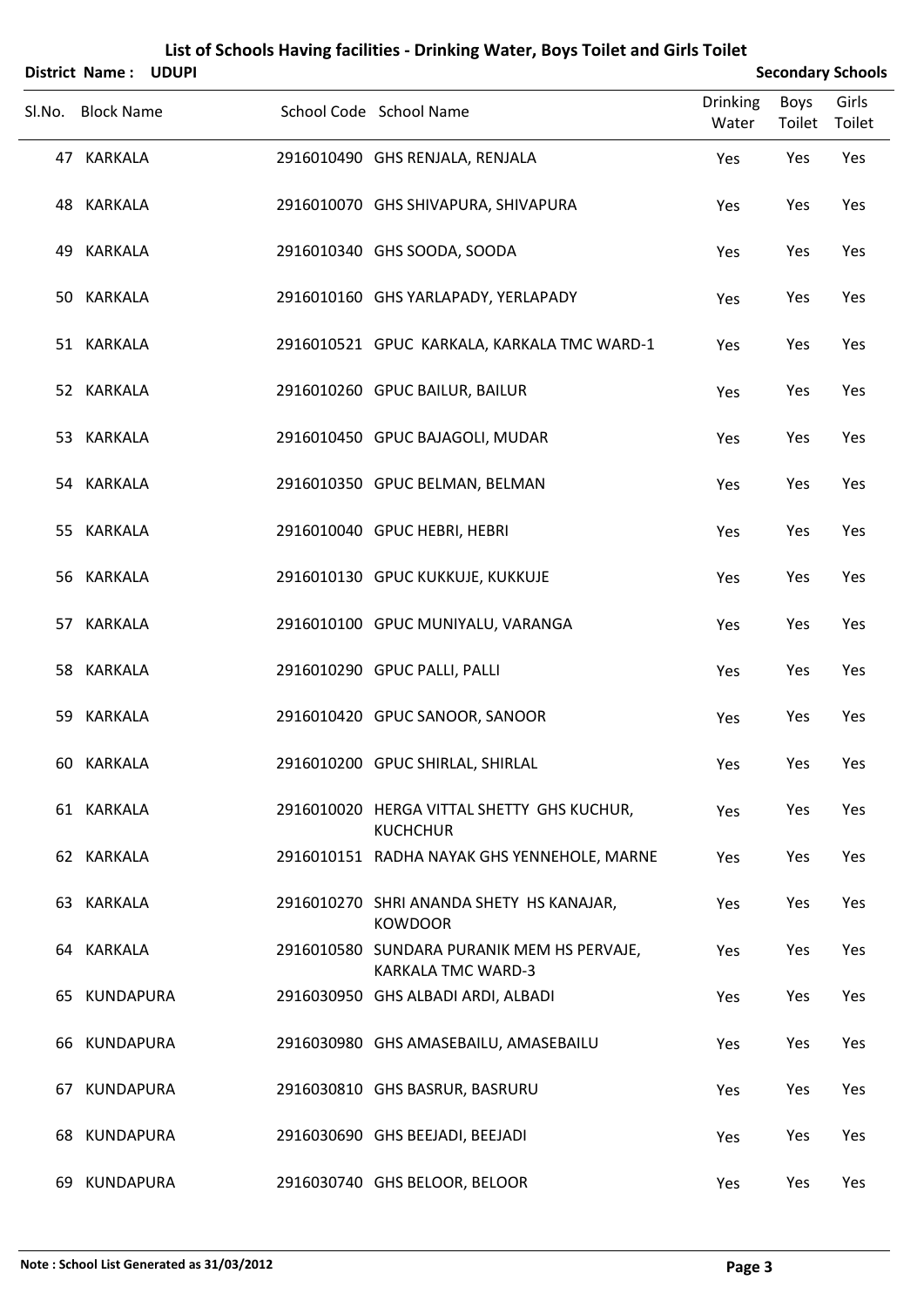# List of Schools Having facilities - Drinking Water, Boys Toilet and Girls Toilet

**District Name : UDUPI** **Secondary Schools**

| Sl.No. | Block Name | School Code | School Name | Drinking Water | Boys Toilet | Girls Toilet |
|---|---|---|---|---|---|---|
| 47 | KARKALA | 2916010490 | GHS RENJALA, RENJALA | Yes | Yes | Yes |
| 48 | KARKALA | 2916010070 | GHS SHIVAPURA, SHIVAPURA | Yes | Yes | Yes |
| 49 | KARKALA | 2916010340 | GHS SOODA, SOODA | Yes | Yes | Yes |
| 50 | KARKALA | 2916010160 | GHS YARLAPADY, YERLAPADY | Yes | Yes | Yes |
| 51 | KARKALA | 2916010521 | GPUC KARKALA, KARKALA TMC WARD-1 | Yes | Yes | Yes |
| 52 | KARKALA | 2916010260 | GPUC BAILUR, BAILUR | Yes | Yes | Yes |
| 53 | KARKALA | 2916010450 | GPUC BAJAGOLI, MUDAR | Yes | Yes | Yes |
| 54 | KARKALA | 2916010350 | GPUC BELMAN, BELMAN | Yes | Yes | Yes |
| 55 | KARKALA | 2916010040 | GPUC HEBRI, HEBRI | Yes | Yes | Yes |
| 56 | KARKALA | 2916010130 | GPUC KUKKUJE, KUKKUJE | Yes | Yes | Yes |
| 57 | KARKALA | 2916010100 | GPUC MUNIYALU, VARANGA | Yes | Yes | Yes |
| 58 | KARKALA | 2916010290 | GPUC PALLI, PALLI | Yes | Yes | Yes |
| 59 | KARKALA | 2916010420 | GPUC SANOOR, SANOOR | Yes | Yes | Yes |
| 60 | KARKALA | 2916010200 | GPUC SHIRLAL, SHIRLAL | Yes | Yes | Yes |
| 61 | KARKALA | 2916010020 | HERGA VITTAL SHETTY GHS KUCHUR, KUCHCHUR | Yes | Yes | Yes |
| 62 | KARKALA | 2916010151 | RADHA NAYAK GHS YENNEHOLE, MARNE | Yes | Yes | Yes |
| 63 | KARKALA | 2916010270 | SHRI ANANDA SHETY HS KANAJAR, KOWDOOR | Yes | Yes | Yes |
| 64 | KARKALA | 2916010580 | SUNDARA PURANIK MEM HS PERVAJE, KARKALA TMC WARD-3 | Yes | Yes | Yes |
| 65 | KUNDAPURA | 2916030950 | GHS ALBADI ARDI, ALBADI | Yes | Yes | Yes |
| 66 | KUNDAPURA | 2916030980 | GHS AMASEBAILU, AMASEBAILU | Yes | Yes | Yes |
| 67 | KUNDAPURA | 2916030810 | GHS BASRUR, BASRURU | Yes | Yes | Yes |
| 68 | KUNDAPURA | 2916030690 | GHS BEEJADI, BEEJADI | Yes | Yes | Yes |
| 69 | KUNDAPURA | 2916030740 | GHS BELOOR, BELOOR | Yes | Yes | Yes |

**Note : School List Generated as 31/03/2012**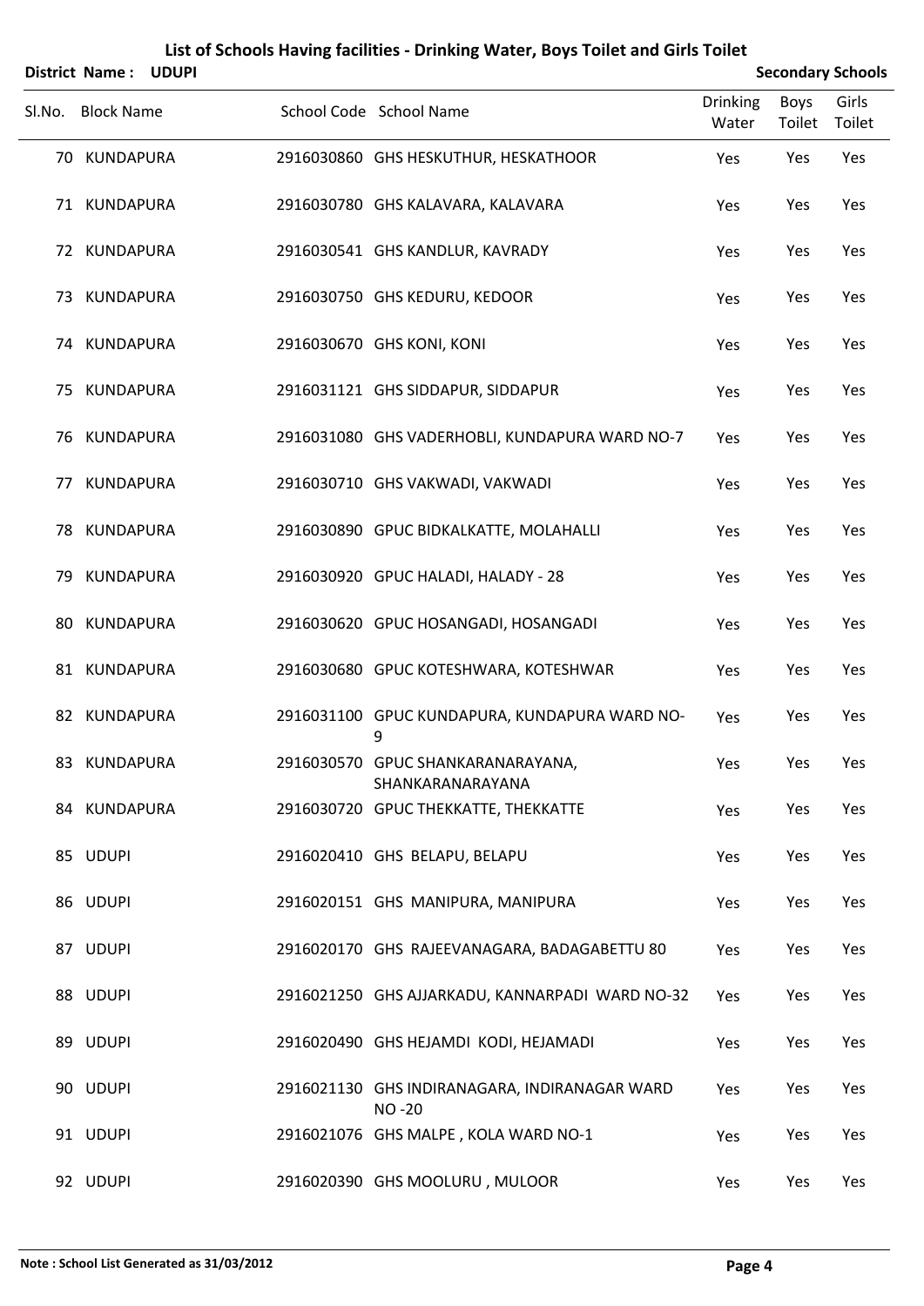# List of Schools Having facilities - Drinking Water, Boys Toilet and Girls Toilet

**District Name : UDUPI** | **Secondary Schools**

| Sl.No. | Block Name | School Code | School Name | Drinking Water | Boys Toilet | Girls Toilet |
|---|---|---|---|---|---|---|
| 70 | KUNDAPURA | 2916030860 | GHS HESKUTHUR, HESKATHOOR | Yes | Yes | Yes |
| 71 | KUNDAPURA | 2916030780 | GHS KALAVARA, KALAVARA | Yes | Yes | Yes |
| 72 | KUNDAPURA | 2916030541 | GHS KANDLUR, KAVRADY | Yes | Yes | Yes |
| 73 | KUNDAPURA | 2916030750 | GHS KEDURU, KEDOOR | Yes | Yes | Yes |
| 74 | KUNDAPURA | 2916030670 | GHS KONI, KONI | Yes | Yes | Yes |
| 75 | KUNDAPURA | 2916031121 | GHS SIDDAPUR, SIDDAPUR | Yes | Yes | Yes |
| 76 | KUNDAPURA | 2916031080 | GHS VADERHOBLI, KUNDAPURA WARD NO-7 | Yes | Yes | Yes |
| 77 | KUNDAPURA | 2916030710 | GHS VAKWADI, VAKWADI | Yes | Yes | Yes |
| 78 | KUNDAPURA | 2916030890 | GPUC BIDKALKATTE, MOLAHALLI | Yes | Yes | Yes |
| 79 | KUNDAPURA | 2916030920 | GPUC HALADI, HALADY - 28 | Yes | Yes | Yes |
| 80 | KUNDAPURA | 2916030620 | GPUC HOSANGADI, HOSANGADI | Yes | Yes | Yes |
| 81 | KUNDAPURA | 2916030680 | GPUC KOTESHWARA, KOTESHWAR | Yes | Yes | Yes |
| 82 | KUNDAPURA | 2916031100 | GPUC KUNDAPURA, KUNDAPURA WARD NO-9 | Yes | Yes | Yes |
| 83 | KUNDAPURA | 2916030570 | GPUC SHANKARANARAYANA, SHANKARANARAYANA | Yes | Yes | Yes |
| 84 | KUNDAPURA | 2916030720 | GPUC THEKKATTE, THEKKATTE | Yes | Yes | Yes |
| 85 | UDUPI | 2916020410 | GHS BELAPU, BELAPU | Yes | Yes | Yes |
| 86 | UDUPI | 2916020151 | GHS MANIPURA, MANIPURA | Yes | Yes | Yes |
| 87 | UDUPI | 2916020170 | GHS RAJEEVANAGARA, BADAGABETTU 80 | Yes | Yes | Yes |
| 88 | UDUPI | 2916021250 | GHS AJJARKADU, KANNARPADI WARD NO-32 | Yes | Yes | Yes |
| 89 | UDUPI | 2916020490 | GHS HEJAMDI KODI, HEJAMADI | Yes | Yes | Yes |
| 90 | UDUPI | 2916021130 | GHS INDIRANAGARA, INDIRANAGAR WARD NO -20 | Yes | Yes | Yes |
| 91 | UDUPI | 2916021076 | GHS MALPE , KOLA WARD NO-1 | Yes | Yes | Yes |
| 92 | UDUPI | 2916020390 | GHS MOOLURU , MULOOR | Yes | Yes | Yes |

**Note : School List Generated as 31/03/2012**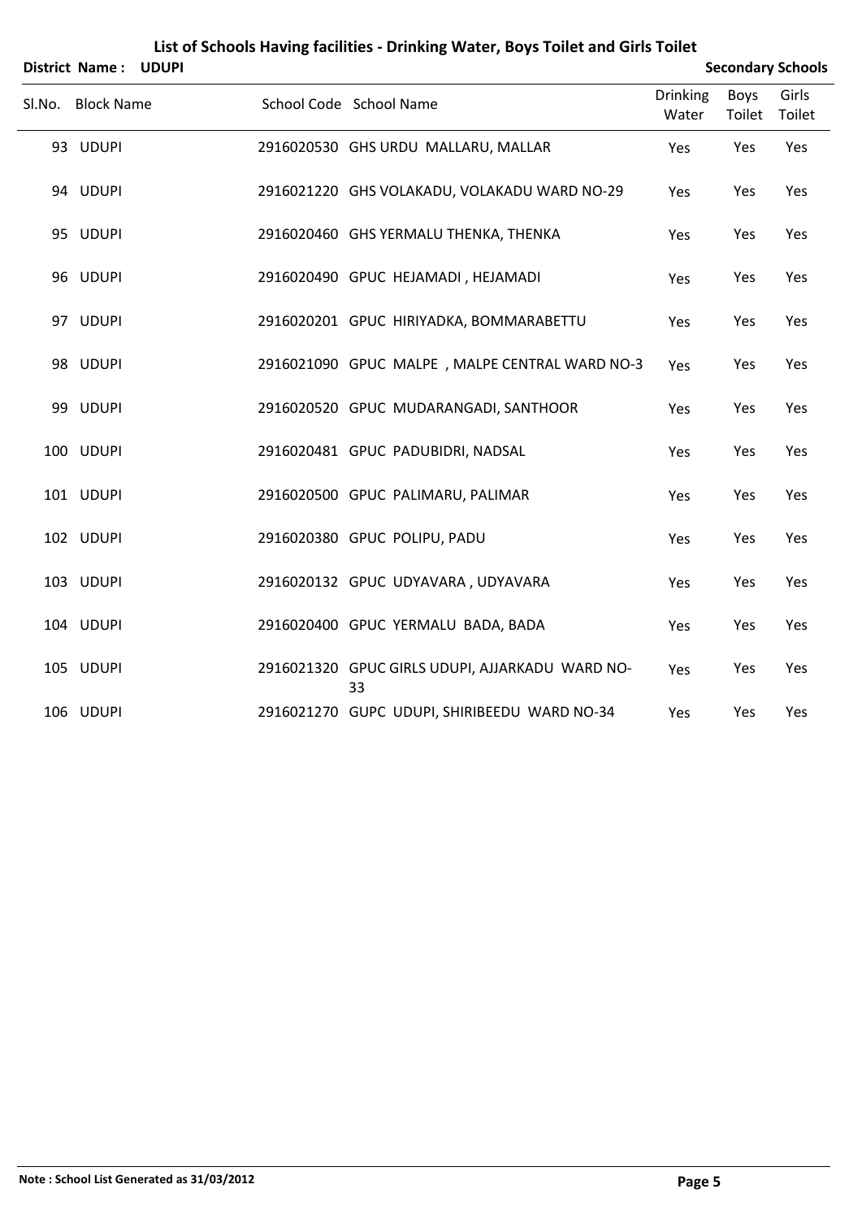# List of Schools Having facilities - Drinking Water, Boys Toilet and Girls Toilet

**District Name : UDUPI** **Secondary Schools**

| Sl.No. | Block Name | School Code | School Name | Drinking Water | Boys Toilet | Girls Toilet |
|---|---|---|---|---|---|---|
| 93 | UDUPI | 2916020530 | GHS URDU MALLARU, MALLAR | Yes | Yes | Yes |
| 94 | UDUPI | 2916021220 | GHS VOLAKADU, VOLAKADU WARD NO-29 | Yes | Yes | Yes |
| 95 | UDUPI | 2916020460 | GHS YERMALU THENKA, THENKA | Yes | Yes | Yes |
| 96 | UDUPI | 2916020490 | GPUC HEJAMADI , HEJAMADI | Yes | Yes | Yes |
| 97 | UDUPI | 2916020201 | GPUC HIRIYADKA, BOMMARABETTU | Yes | Yes | Yes |
| 98 | UDUPI | 2916021090 | GPUC MALPE , MALPE CENTRAL WARD NO-3 | Yes | Yes | Yes |
| 99 | UDUPI | 2916020520 | GPUC MUDARANGADI, SANTHOOR | Yes | Yes | Yes |
| 100 | UDUPI | 2916020481 | GPUC PADUBIDRI, NADSAL | Yes | Yes | Yes |
| 101 | UDUPI | 2916020500 | GPUC PALIMARU, PALIMAR | Yes | Yes | Yes |
| 102 | UDUPI | 2916020380 | GPUC POLIPU, PADU | Yes | Yes | Yes |
| 103 | UDUPI | 2916020132 | GPUC UDYAVARA , UDYAVARA | Yes | Yes | Yes |
| 104 | UDUPI | 2916020400 | GPUC YERMALU BADA, BADA | Yes | Yes | Yes |
| 105 | UDUPI | 2916021320 | GPUC GIRLS UDUPI, AJJARKADU WARD NO-33 | Yes | Yes | Yes |
| 106 | UDUPI | 2916021270 | GUPC UDUPI, SHIRIBEEDU WARD NO-34 | Yes | Yes | Yes |

**Note : School List Generated as 31/03/2012**